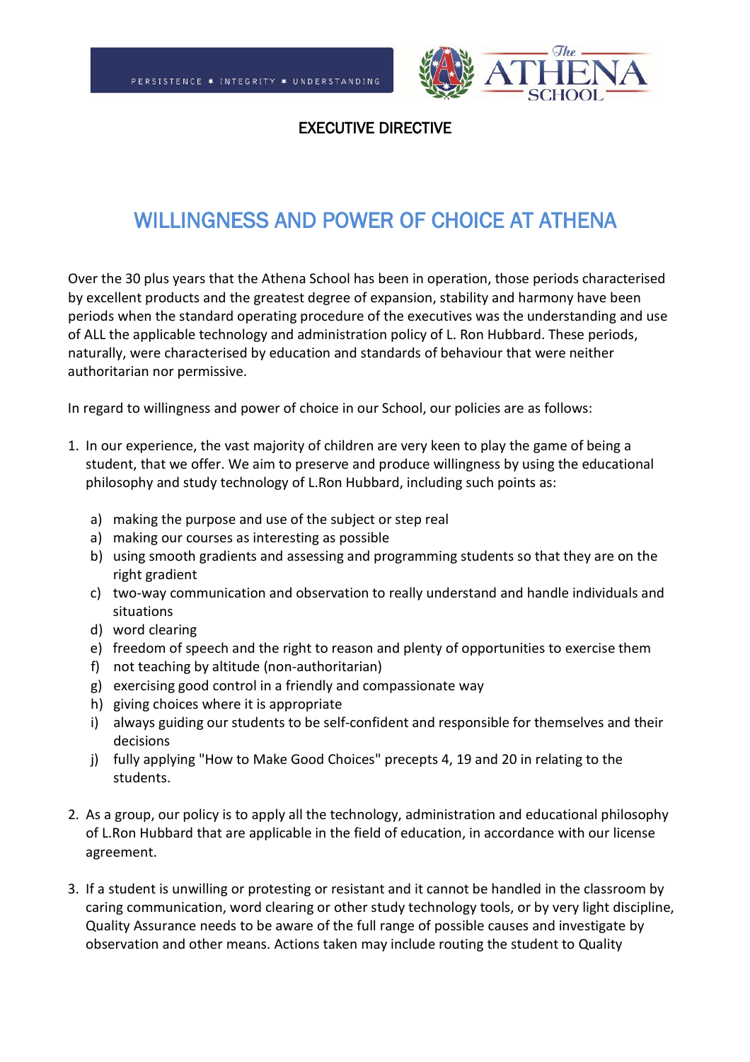PERSISTENCE ✶ INTEGRITY ✶ UNDERSTANDING

The ATHENA SCHOOL

EXECUTIVE DIRECTIVE

# WILLINGNESS AND POWER OF CHOICE AT ATHENA

Over the 30 plus years that the Athena School has been in operation, those periods characterised by excellent products and the greatest degree of expansion, stability and harmony have been periods when the standard operating procedure of the executives was the understanding and use of ALL the applicable technology and administration policy of L. Ron Hubbard. These periods, naturally, were characterised by education and standards of behaviour that were neither authoritarian nor permissive.

In regard to willingness and power of choice in our School, our policies are as follows:

1. In our experience, the vast majority of children are very keen to play the game of being a student, that we offer. We aim to preserve and produce willingness by using the educational philosophy and study technology of L.Ron Hubbard, including such points as:

   a) making the purpose and use of the subject or step real
   a) making our courses as interesting as possible
   b) using smooth gradients and assessing and programming students so that they are on the right gradient
   c) two-way communication and observation to really understand and handle individuals and situations
   d) word clearing
   e) freedom of speech and the right to reason and plenty of opportunities to exercise them
   f) not teaching by altitude (non-authoritarian)
   g) exercising good control in a friendly and compassionate way
   h) giving choices where it is appropriate
   i) always guiding our students to be self-confident and responsible for themselves and their decisions
   j) fully applying "How to Make Good Choices" precepts 4, 19 and 20 in relating to the students.

2. As a group, our policy is to apply all the technology, administration and educational philosophy of L.Ron Hubbard that are applicable in the field of education, in accordance with our license agreement.

3. If a student is unwilling or protesting or resistant and it cannot be handled in the classroom by caring communication, word clearing or other study technology tools, or by very light discipline, Quality Assurance needs to be aware of the full range of possible causes and investigate by observation and other means. Actions taken may include routing the student to Quality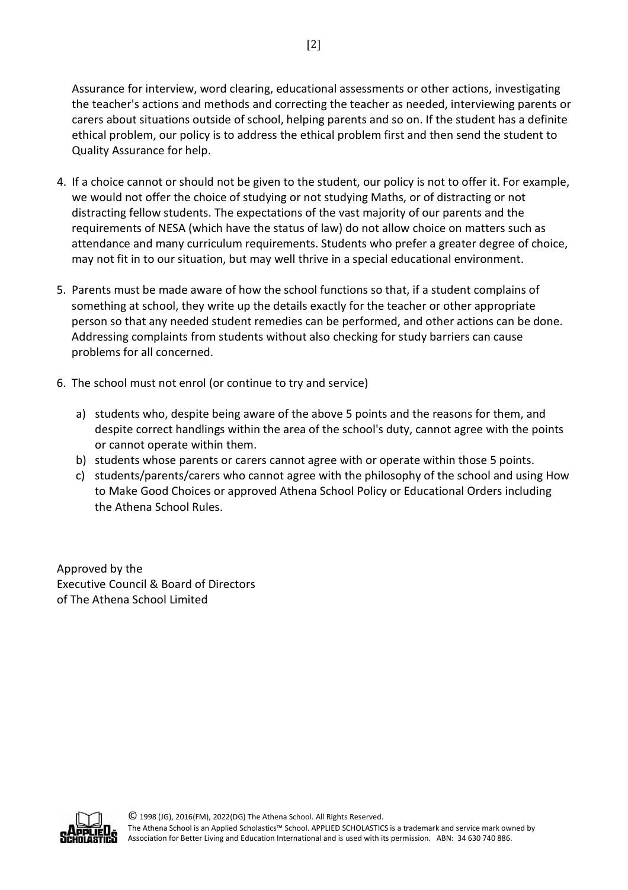Assurance for interview, word clearing, educational assessments or other actions, investigating the teacher's actions and methods and correcting the teacher as needed, interviewing parents or carers about situations outside of school, helping parents and so on. If the student has a definite ethical problem, our policy is to address the ethical problem first and then send the student to Quality Assurance for help.

4. If a choice cannot or should not be given to the student, our policy is not to offer it. For example, we would not offer the choice of studying or not studying Maths, or of distracting or not distracting fellow students. The expectations of the vast majority of our parents and the requirements of NESA (which have the status of law) do not allow choice on matters such as attendance and many curriculum requirements. Students who prefer a greater degree of choice, may not fit in to our situation, but may well thrive in a special educational environment.

5. Parents must be made aware of how the school functions so that, if a student complains of something at school, they write up the details exactly for the teacher or other appropriate person so that any needed student remedies can be performed, and other actions can be done. Addressing complaints from students without also checking for study barriers can cause problems for all concerned.

6. The school must not enrol (or continue to try and service)

   a) students who, despite being aware of the above 5 points and the reasons for them, and despite correct handlings within the area of the school's duty, cannot agree with the points or cannot operate within them.
   b) students whose parents or carers cannot agree with or operate within those 5 points.
   c) students/parents/carers who cannot agree with the philosophy of the school and using How to Make Good Choices or approved Athena School Policy or Educational Orders including the Athena School Rules.

Approved by the
Executive Council & Board of Directors
of The Athena School Limited

© 1998 (JG), 2016(FM), 2022(DG) The Athena School. All Rights Reserved.
The Athena School is an Applied Scholastics™ School. APPLIED SCHOLASTICS is a trademark and service mark owned by Association for Better Living and Education International and is used with its permission. ABN: 34 630 740 886.